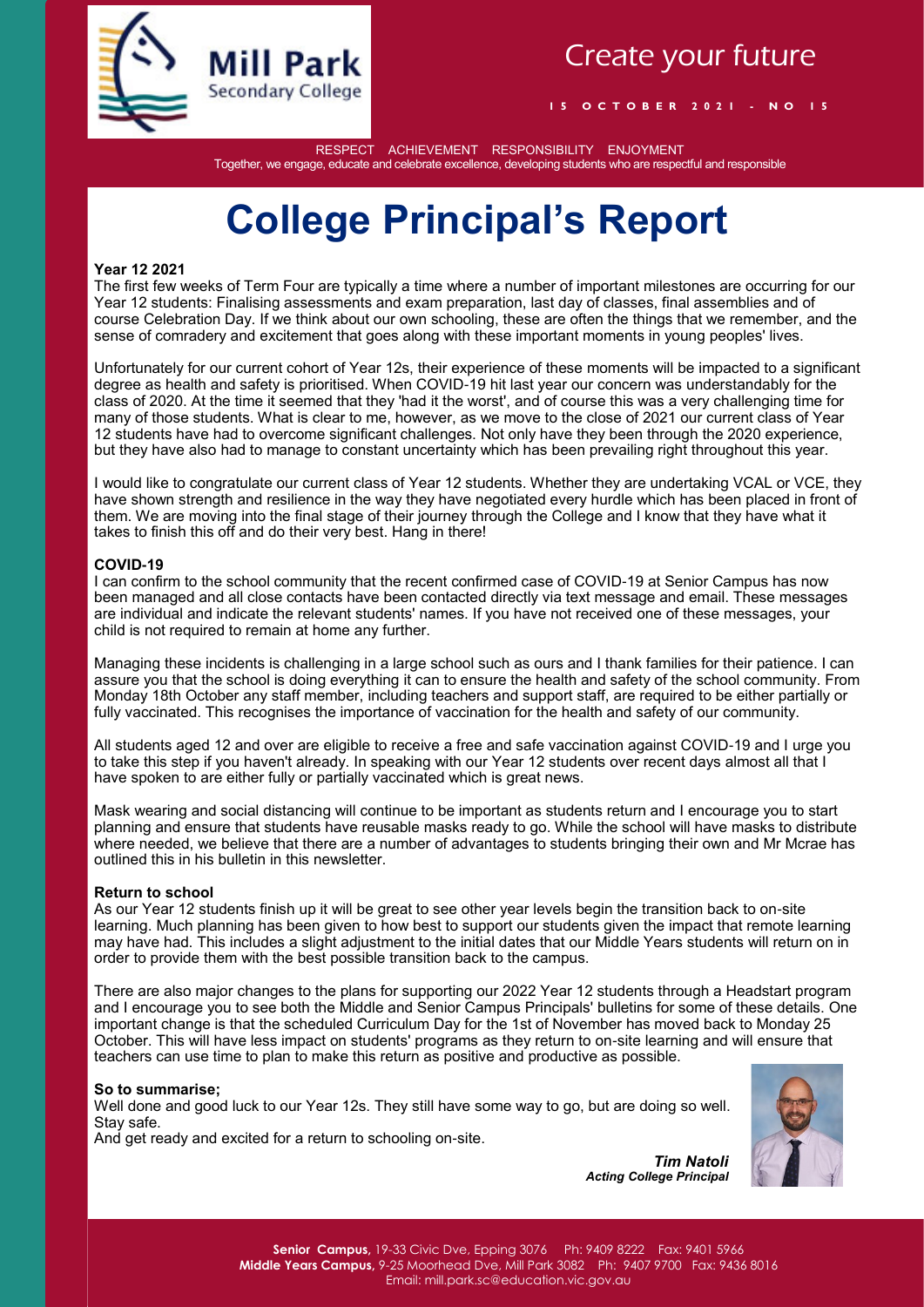Mill Park Secondary College

Create your future

15 OCTOBER 2021 - NO 15

RESPECT ACHIEVEMENT RESPONSIBILITY ENJOYMENT

Together, we engage, educate and celebrate excellence, developing students who are respectful and responsible

# College Principal's Report

**Year 12 2021**

The first few weeks of Term Four are typically a time where a number of important milestones are occurring for our Year 12 students: Finalising assessments and exam preparation, last day of classes, final assemblies and of course Celebration Day. If we think about our own schooling, these are often the things that we remember, and the sense of comradery and excitement that goes along with these important moments in young peoples' lives.

Unfortunately for our current cohort of Year 12s, their experience of these moments will be impacted to a significant degree as health and safety is prioritised. When COVID-19 hit last year our concern was understandably for the class of 2020. At the time it seemed that they 'had it the worst', and of course this was a very challenging time for many of those students. What is clear to me, however, as we move to the close of 2021 our current class of Year 12 students have had to overcome significant challenges. Not only have they been through the 2020 experience, but they have also had to manage to constant uncertainty which has been prevailing right throughout this year.

I would like to congratulate our current class of Year 12 students. Whether they are undertaking VCAL or VCE, they have shown strength and resilience in the way they have negotiated every hurdle which has been placed in front of them. We are moving into the final stage of their journey through the College and I know that they have what it takes to finish this off and do their very best. Hang in there!

**COVID-19**

I can confirm to the school community that the recent confirmed case of COVID-19 at Senior Campus has now been managed and all close contacts have been contacted directly via text message and email. These messages are individual and indicate the relevant students' names. If you have not received one of these messages, your child is not required to remain at home any further.

Managing these incidents is challenging in a large school such as ours and I thank families for their patience. I can assure you that the school is doing everything it can to ensure the health and safety of the school community. From Monday 18th October any staff member, including teachers and support staff, are required to be either partially or fully vaccinated. This recognises the importance of vaccination for the health and safety of our community.

All students aged 12 and over are eligible to receive a free and safe vaccination against COVID-19 and I urge you to take this step if you haven't already. In speaking with our Year 12 students over recent days almost all that I have spoken to are either fully or partially vaccinated which is great news.

Mask wearing and social distancing will continue to be important as students return and I encourage you to start planning and ensure that students have reusable masks ready to go. While the school will have masks to distribute where needed, we believe that there are a number of advantages to students bringing their own and Mr Mcrae has outlined this in his bulletin in this newsletter.

**Return to school**

As our Year 12 students finish up it will be great to see other year levels begin the transition back to on-site learning. Much planning has been given to how best to support our students given the impact that remote learning may have had. This includes a slight adjustment to the initial dates that our Middle Years students will return on in order to provide them with the best possible transition back to the campus.

There are also major changes to the plans for supporting our 2022 Year 12 students through a Headstart program and I encourage you to see both the Middle and Senior Campus Principals' bulletins for some of these details. One important change is that the scheduled Curriculum Day for the 1st of November has moved back to Monday 25 October. This will have less impact on students' programs as they return to on-site learning and will ensure that teachers can use time to plan to make this return as positive and productive as possible.

**So to summarise;**

Well done and good luck to our Year 12s. They still have some way to go, but are doing so well. Stay safe.

And get ready and excited for a return to schooling on-site.

***Tim Natoli***
***Acting College Principal***

**Senior Campus,** 19-33 Civic Dve, Epping 3076 Ph: 9409 8222 Fax: 9401 5966
**Middle Years Campus,** 9-25 Moorhead Dve, Mill Park 3082 Ph: 9407 9700 Fax: 9436 8016
Email: mill.park.sc@education.vic.gov.au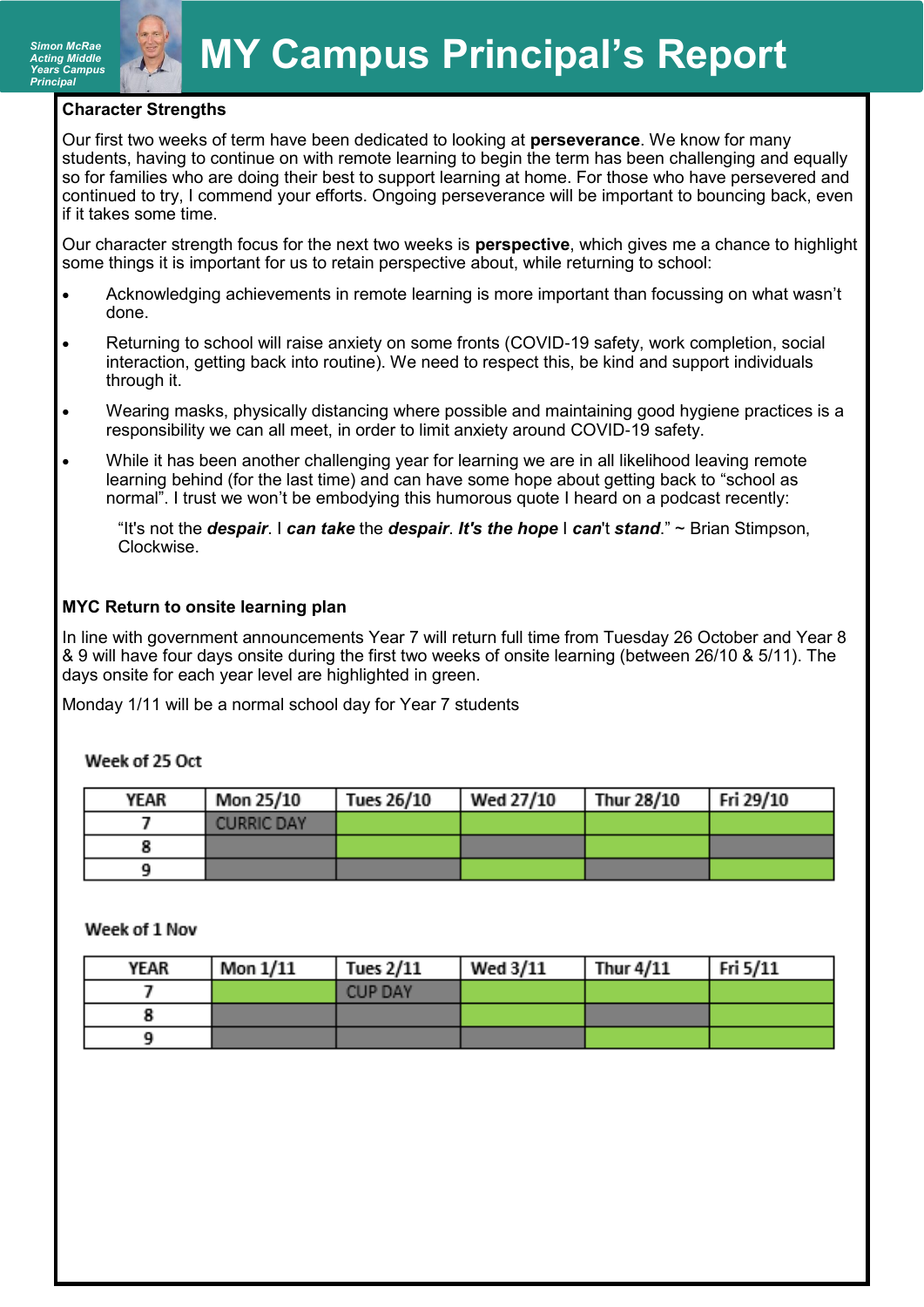Simon McRae
Acting Middle Years Campus Principal

# MY Campus Principal's Report

**Character Strengths**

Our first two weeks of term have been dedicated to looking at **perseverance**. We know for many students, having to continue on with remote learning to begin the term has been challenging and equally so for families who are doing their best to support learning at home. For those who have persevered and continued to try, I commend your efforts. Ongoing perseverance will be important to bouncing back, even if it takes some time.

Our character strength focus for the next two weeks is **perspective**, which gives me a chance to highlight some things it is important for us to retain perspective about, while returning to school:

- Acknowledging achievements in remote learning is more important than focussing on what wasn't done.
- Returning to school will raise anxiety on some fronts (COVID-19 safety, work completion, social interaction, getting back into routine). We need to respect this, be kind and support individuals through it.
- Wearing masks, physically distancing where possible and maintaining good hygiene practices is a responsibility we can all meet, in order to limit anxiety around COVID-19 safety.
- While it has been another challenging year for learning we are in all likelihood leaving remote learning behind (for the last time) and can have some hope about getting back to "school as normal". I trust we won't be embodying this humorous quote I heard on a podcast recently:

  "It's not the ***despair***. I ***can take*** the ***despair***. ***It's the hope*** I ***can***'t ***stand***." ~ Brian Stimpson, Clockwise.

**MYC Return to onsite learning plan**

In line with government announcements Year 7 will return full time from Tuesday 26 October and Year 8 & 9 will have four days onsite during the first two weeks of onsite learning (between 26/10 & 5/11). The days onsite for each year level are highlighted in green.

Monday 1/11 will be a normal school day for Year 7 students

Week of 25 Oct

| YEAR | Mon 25/10 | Tues 26/10 | Wed 27/10 | Thur 28/10 | Fri 29/10 |
|---|---|---|---|---|---|
| 7 | CURRIC DAY | Onsite | Onsite | Onsite | Onsite |
| 8 | | Onsite | | Onsite | |
| 9 | | | Onsite | | Onsite |

Week of 1 Nov

| YEAR | Mon 1/11 | Tues 2/11 | Wed 3/11 | Thur 4/11 | Fri 5/11 |
|---|---|---|---|---|---|
| 7 | Onsite | CUP DAY | Onsite | Onsite | Onsite |
| 8 | | | Onsite | | Onsite |
| 9 | | | | Onsite | Onsite |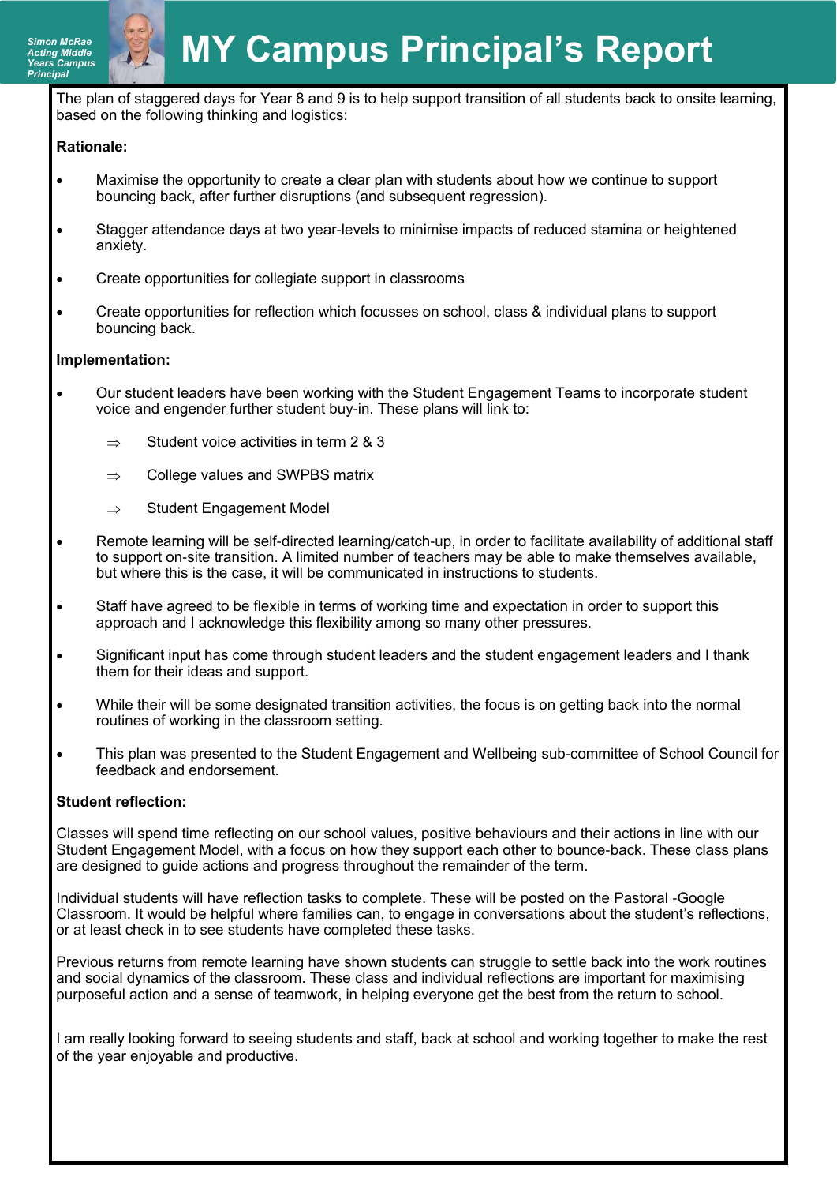Simon McRae
Acting Middle Years Campus Principal

# MY Campus Principal's Report

The plan of staggered days for Year 8 and 9 is to help support transition of all students back to onsite learning, based on the following thinking and logistics:

**Rationale:**

- Maximise the opportunity to create a clear plan with students about how we continue to support bouncing back, after further disruptions (and subsequent regression).
- Stagger attendance days at two year-levels to minimise impacts of reduced stamina or heightened anxiety.
- Create opportunities for collegiate support in classrooms
- Create opportunities for reflection which focusses on school, class & individual plans to support bouncing back.

**Implementation:**

- Our student leaders have been working with the Student Engagement Teams to incorporate student voice and engender further student buy-in. These plans will link to:
  - ⇒ Student voice activities in term 2 & 3
  - ⇒ College values and SWPBS matrix
  - ⇒ Student Engagement Model
- Remote learning will be self-directed learning/catch-up, in order to facilitate availability of additional staff to support on-site transition. A limited number of teachers may be able to make themselves available, but where this is the case, it will be communicated in instructions to students.
- Staff have agreed to be flexible in terms of working time and expectation in order to support this approach and I acknowledge this flexibility among so many other pressures.
- Significant input has come through student leaders and the student engagement leaders and I thank them for their ideas and support.
- While their will be some designated transition activities, the focus is on getting back into the normal routines of working in the classroom setting.
- This plan was presented to the Student Engagement and Wellbeing sub-committee of School Council for feedback and endorsement.

**Student reflection:**

Classes will spend time reflecting on our school values, positive behaviours and their actions in line with our Student Engagement Model, with a focus on how they support each other to bounce-back. These class plans are designed to guide actions and progress throughout the remainder of the term.

Individual students will have reflection tasks to complete. These will be posted on the Pastoral -Google Classroom. It would be helpful where families can, to engage in conversations about the student's reflections, or at least check in to see students have completed these tasks.

Previous returns from remote learning have shown students can struggle to settle back into the work routines and social dynamics of the classroom. These class and individual reflections are important for maximising purposeful action and a sense of teamwork, in helping everyone get the best from the return to school.

I am really looking forward to seeing students and staff, back at school and working together to make the rest of the year enjoyable and productive.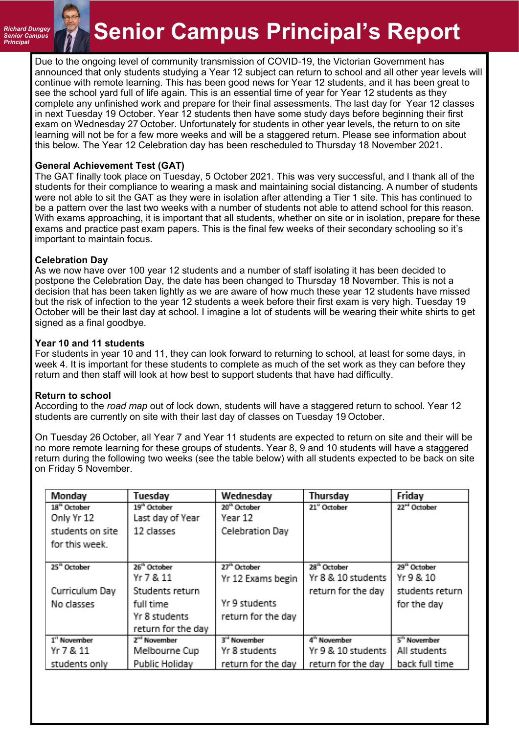Richard Dungey
Senior Campus
Principal

# Senior Campus Principal's Report

Due to the ongoing level of community transmission of COVID-19, the Victorian Government has announced that only students studying a Year 12 subject can return to school and all other year levels will continue with remote learning. This has been good news for Year 12 students, and it has been great to see the school yard full of life again. This is an essential time of year for Year 12 students as they complete any unfinished work and prepare for their final assessments. The last day for Year 12 classes in next Tuesday 19 October. Year 12 students then have some study days before beginning their first exam on Wednesday 27 October. Unfortunately for students in other year levels, the return to on site learning will not be for a few more weeks and will be a staggered return. Please see information about this below. The Year 12 Celebration day has been rescheduled to Thursday 18 November 2021.

**General Achievement Test (GAT)**
The GAT finally took place on Tuesday, 5 October 2021. This was very successful, and I thank all of the students for their compliance to wearing a mask and maintaining social distancing. A number of students were not able to sit the GAT as they were in isolation after attending a Tier 1 site. This has continued to be a pattern over the last two weeks with a number of students not able to attend school for this reason. With exams approaching, it is important that all students, whether on site or in isolation, prepare for these exams and practice past exam papers. This is the final few weeks of their secondary schooling so it's important to maintain focus.

**Celebration Day**
As we now have over 100 year 12 students and a number of staff isolating it has been decided to postpone the Celebration Day, the date has been changed to Thursday 18 November. This is not a decision that has been taken lightly as we are aware of how much these year 12 students have missed but the risk of infection to the year 12 students a week before their first exam is very high. Tuesday 19 October will be their last day at school. I imagine a lot of students will be wearing their white shirts to get signed as a final goodbye.

**Year 10 and 11 students**
For students in year 10 and 11, they can look forward to returning to school, at least for some days, in week 4. It is important for these students to complete as much of the set work as they can before they return and then staff will look at how best to support students that have had difficulty.

**Return to school**
According to the *road map* out of lock down, students will have a staggered return to school. Year 12 students are currently on site with their last day of classes on Tuesday 19 October.

On Tuesday 26 October, all Year 7 and Year 11 students are expected to return on site and their will be no more remote learning for these groups of students. Year 8, 9 and 10 students will have a staggered return during the following two weeks (see the table below) with all students expected to be back on site on Friday 5 November.

| Monday | Tuesday | Wednesday | Thursday | Friday |
|---|---|---|---|---|
| 18th October<br>Only Yr 12 students on site for this week. | 19th October<br>Last day of Year 12 classes | 20th October<br>Year 12 Celebration Day | 21st October | 22nd October |
| 25th October<br>Curriculum Day<br>No classes | 26th October<br>Yr 7 & 11 Students return full time<br>Yr 8 students return for the day | 27th October<br>Yr 12 Exams begin<br>Yr 9 students return for the day | 28th October<br>Yr 8 & 10 students return for the day | 29th October<br>Yr 9 & 10 students return for the day |
| 1st November<br>Yr 7 & 11 students only | 2nd November<br>Melbourne Cup Public Holiday | 3rd November<br>Yr 8 students return for the day | 4th November<br>Yr 9 & 10 students return for the day | 5th November<br>All students back full time |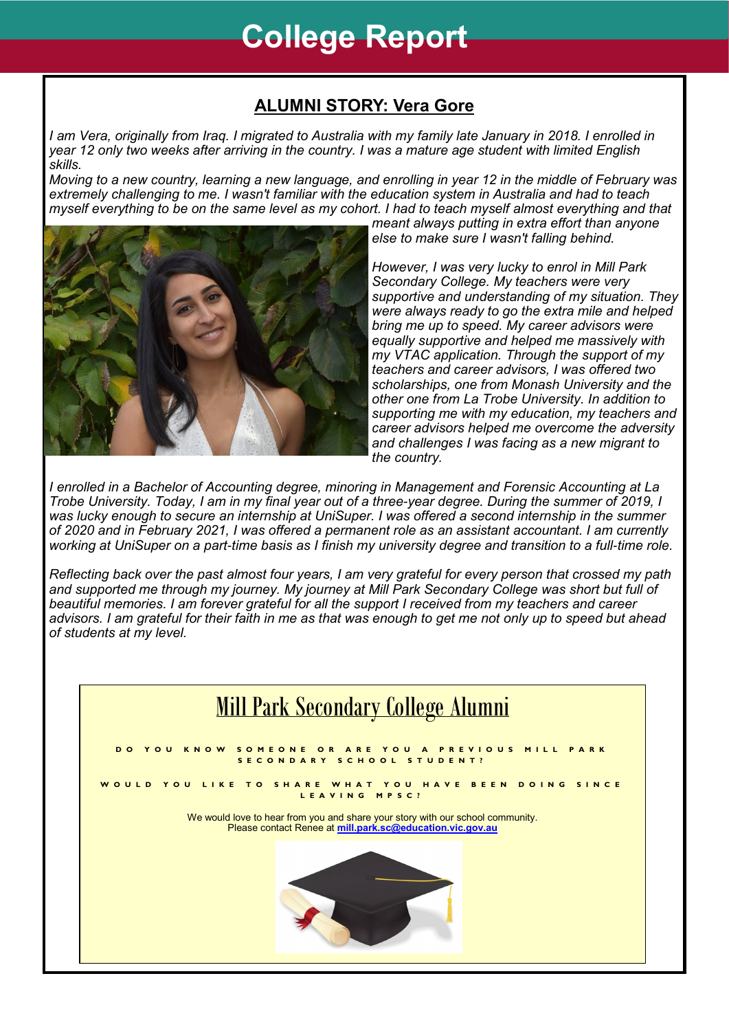# College Report

## ALUMNI STORY: Vera Gore

*I am Vera, originally from Iraq. I migrated to Australia with my family late January in 2018. I enrolled in year 12 only two weeks after arriving in the country. I was a mature age student with limited English skills.*

*Moving to a new country, learning a new language, and enrolling in year 12 in the middle of February was extremely challenging to me. I wasn't familiar with the education system in Australia and had to teach myself everything to be on the same level as my cohort. I had to teach myself almost everything and that meant always putting in extra effort than anyone else to make sure I wasn't falling behind.*

*However, I was very lucky to enrol in Mill Park Secondary College. My teachers were very supportive and understanding of my situation. They were always ready to go the extra mile and helped bring me up to speed. My career advisors were equally supportive and helped me massively with my VTAC application. Through the support of my teachers and career advisors, I was offered two scholarships, one from Monash University and the other one from La Trobe University. In addition to supporting me with my education, my teachers and career advisors helped me overcome the adversity and challenges I was facing as a new migrant to the country.*

*I enrolled in a Bachelor of Accounting degree, minoring in Management and Forensic Accounting at La Trobe University. Today, I am in my final year out of a three-year degree. During the summer of 2019, I was lucky enough to secure an internship at UniSuper. I was offered a second internship in the summer of 2020 and in February 2021, I was offered a permanent role as an assistant accountant. I am currently working at UniSuper on a part-time basis as I finish my university degree and transition to a full-time role.*

*Reflecting back over the past almost four years, I am very grateful for every person that crossed my path and supported me through my journey. My journey at Mill Park Secondary College was short but full of beautiful memories. I am forever grateful for all the support I received from my teachers and career advisors. I am grateful for their faith in me as that was enough to get me not only up to speed but ahead of students at my level.*

## Mill Park Secondary College Alumni

DO YOU KNOW SOMEONE OR ARE YOU A PREVIOUS MILL PARK SECONDARY SCHOOL STUDENT?

WOULD YOU LIKE TO SHARE WHAT YOU HAVE BEEN DOING SINCE LEAVING MPSC?

We would love to hear from you and share your story with our school community.
Please contact Renee at **mill.park.sc@education.vic.gov.au**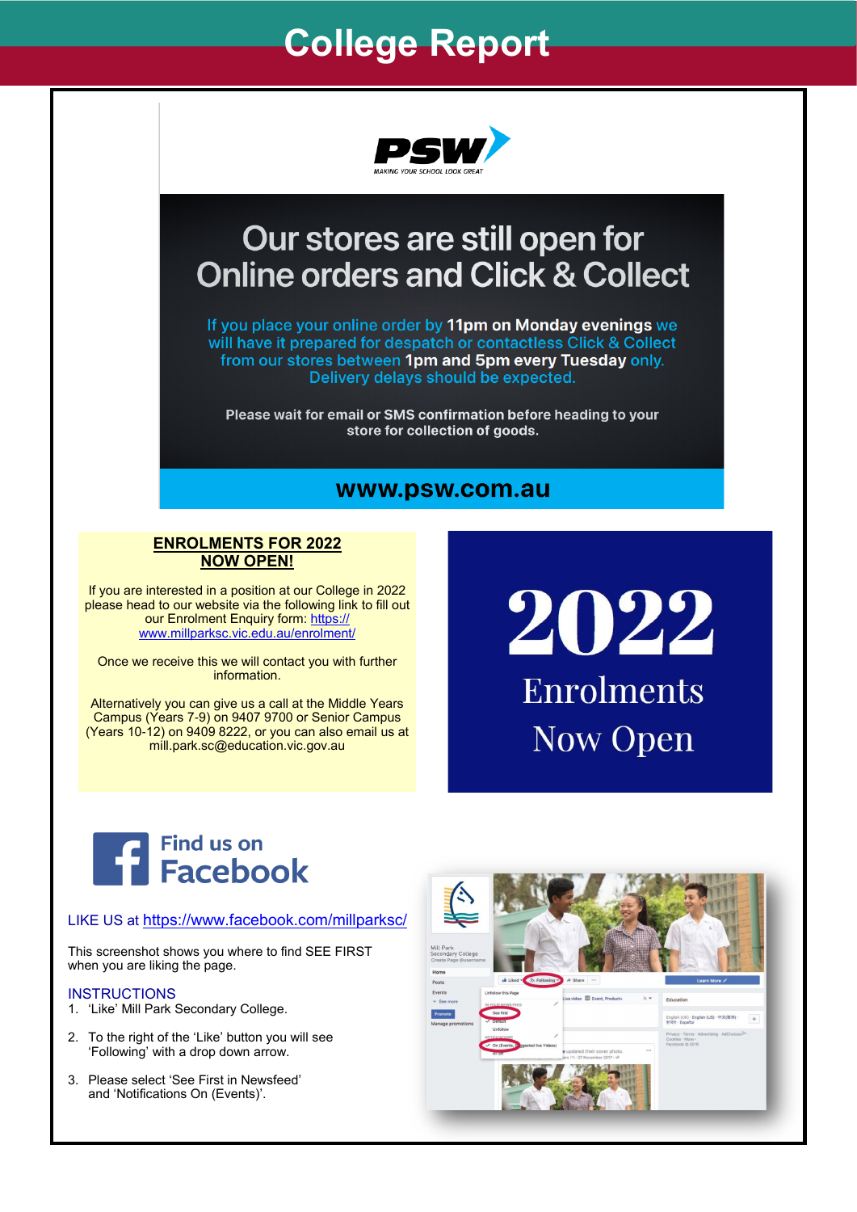# College Report

PSW
MAKING YOUR SCHOOL LOOK GREAT

## Our stores are still open for Online orders and Click & Collect

If you place your online order by **11pm on Monday evenings** we will have it prepared for despatch or contactless Click & Collect from our stores between **1pm and 5pm every Tuesday** only. Delivery delays should be expected.

Please wait for email or SMS confirmation before heading to your store for collection of goods.

**www.psw.com.au**

## ENROLMENTS FOR 2022 NOW OPEN!

If you are interested in a position at our College in 2022 please head to our website via the following link to fill out our Enrolment Enquiry form: https://www.millparksc.vic.edu.au/enrolment/

Once we receive this we will contact you with further information.

Alternatively you can give us a call at the Middle Years Campus (Years 7-9) on 9407 9700 or Senior Campus (Years 10-12) on 9409 8222, or you can also email us at mill.park.sc@education.vic.gov.au

**2022 Enrolments Now Open**

## Find us on Facebook

LIKE US at https://www.facebook.com/millparksc/

This screenshot shows you where to find SEE FIRST when you are liking the page.

INSTRUCTIONS

1. 'Like' Mill Park Secondary College.
2. To the right of the 'Like' button you will see 'Following' with a drop down arrow.
3. Please select 'See First in Newsfeed' and 'Notifications On (Events)'.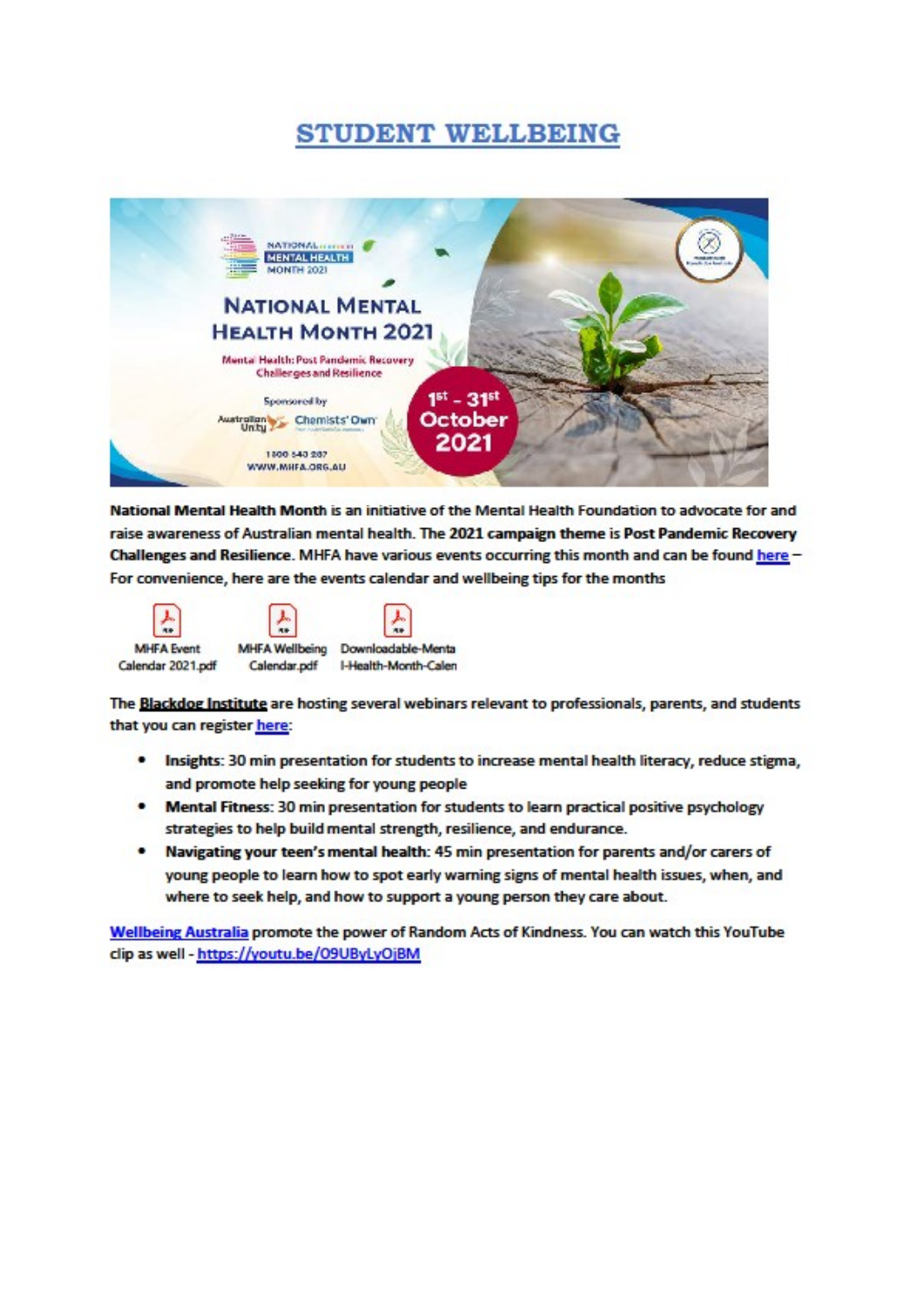# STUDENT WELLBEING

**National Mental Health Month** is an initiative of the Mental Health Foundation to advocate for and raise awareness of Australian mental health. The **2021 campaign theme** is **Post Pandemic Recovery Challenges and Resilience**. MHFA have various events occurring this month and can be found here – For convenience, here are the events calendar and wellbeing tips for the months

MHFA Event Calendar 2021.pdf

MHFA Wellbeing Calendar.pdf

Downloadable-Mental-Health-Month-Calen

The **Blackdog Institute** are hosting several webinars relevant to professionals, parents, and students that you can register here:

- **Insights**: 30 min presentation for students to increase mental health literacy, reduce stigma, and promote help seeking for young people
- **Mental Fitness**: 30 min presentation for students to learn practical positive psychology strategies to help build mental strength, resilience, and endurance.
- **Navigating your teen's mental health**: 45 min presentation for parents and/or carers of young people to learn how to spot early warning signs of mental health issues, when, and where to seek help, and how to support a young person they care about.

Wellbeing Australia promote the power of Random Acts of Kindness. You can watch this YouTube clip as well - https://youtu.be/O9UByLyOjBM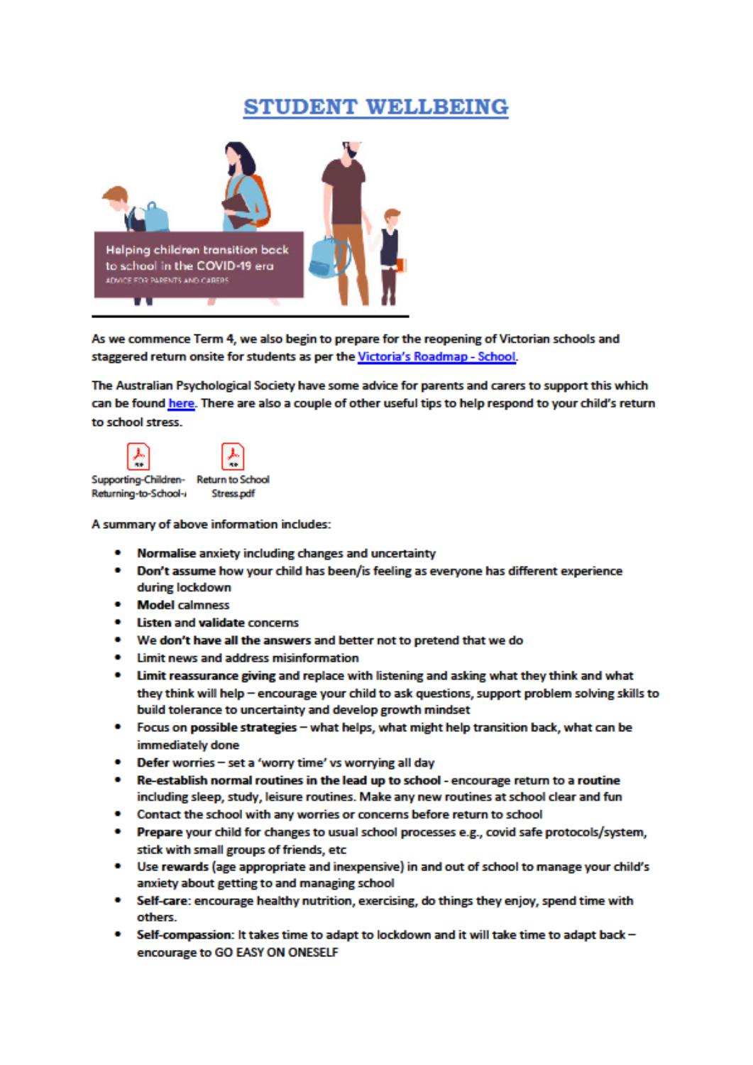# STUDENT WELLBEING

Helping children transition back to school in the COVID-19 era

ADVICE FOR PARENTS AND CARERS

As we commence Term 4, we also begin to prepare for the reopening of Victorian schools and staggered return onsite for students as per the Victoria's Roadmap - School.

The Australian Psychological Society have some advice for parents and carers to support this which can be found here. There are also a couple of other useful tips to help respond to your child's return to school stress.

Supporting-Children-Returning-to-School-i

Return to School Stress.pdf

A summary of above information includes:

- **Normalise** anxiety including changes and uncertainty
- **Don't assume** how your child has been/is feeling as everyone has different experience during lockdown
- **Model** calmness
- **Listen and validate** concerns
- **We don't have all the answers** and better not to pretend that we do
- Limit news and address misinformation
- **Limit reassurance giving** and replace with listening and asking what they think and what they think will help – encourage your child to ask questions, support problem solving skills to build tolerance to uncertainty and develop growth mindset
- Focus on **possible strategies** – what helps, what might help transition back, what can be immediately done
- **Defer** worries – set a 'worry time' vs worrying all day
- **Re-establish normal routines in the lead up to school** - encourage return to **a routine** including sleep, study, leisure routines. Make any new routines at school clear and fun
- Contact the school with any worries or concerns before return to school
- **Prepare** your child for changes to usual school processes e.g., covid safe protocols/system, stick with small groups of friends, etc
- Use **rewards** (age appropriate and inexpensive) in and out of school to manage your child's anxiety about getting to and managing school
- **Self-care**: encourage healthy nutrition, exercising, do things they enjoy, spend time with others.
- **Self-compassion**: It takes time to adapt to lockdown and it will take time to adapt back – encourage to GO EASY ON ONESELF